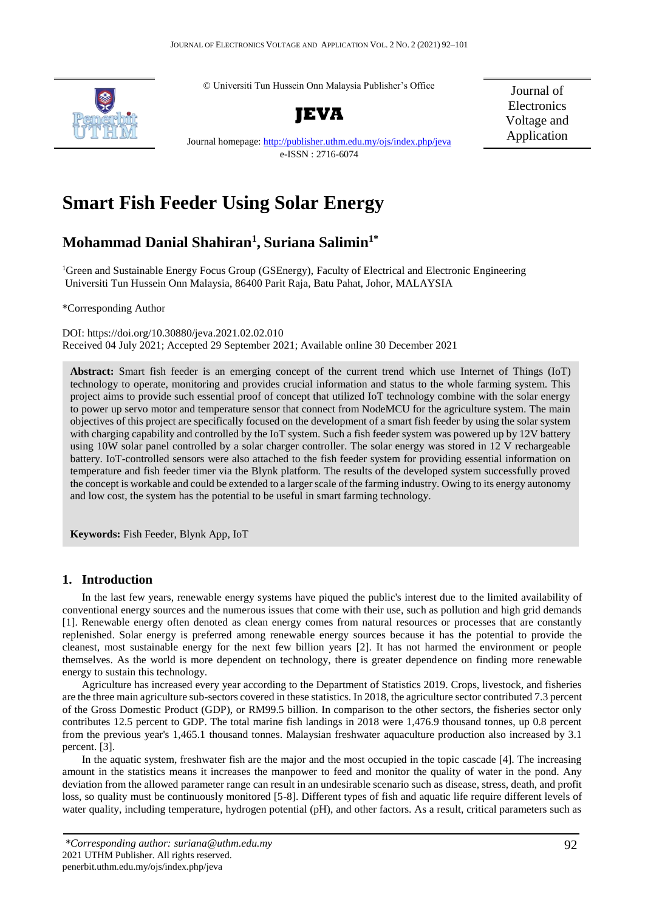© Universiti Tun Hussein Onn Malaysia Publisher's Office

**JEVA**

Journal homepage: http://publisher.uthm.edu.my/ojs/index.php/jeva

e-ISSN : 2716-6074

Journal of Electronics Voltage and Application

# Smart Fish Feeder Using Solar Energy

## Mohammad Danial Shahiran[1], Suriana Salimin[1*]

[1]Green and Sustainable Energy Focus Group (GSEnergy), Faculty of Electrical and Electronic Engineering Universiti Tun Hussein Onn Malaysia, 86400 Parit Raja, Batu Pahat, Johor, MALAYSIA

*Corresponding Author

DOI: https://doi.org/10.30880/jeva.2021.02.02.010

Received 04 July 2021; Accepted 29 September 2021; Available online 30 December 2021

**Abstract:** Smart fish feeder is an emerging concept of the current trend which use Internet of Things (IoT) technology to operate, monitoring and provides crucial information and status to the whole farming system. This project aims to provide such essential proof of concept that utilized IoT technology combine with the solar energy to power up servo motor and temperature sensor that connect from NodeMCU for the agriculture system. The main objectives of this project are specifically focused on the development of a smart fish feeder by using the solar system with charging capability and controlled by the IoT system. Such a fish feeder system was powered up by 12V battery using 10W solar panel controlled by a solar charger controller. The solar energy was stored in 12 V rechargeable battery. IoT-controlled sensors were also attached to the fish feeder system for providing essential information on temperature and fish feeder timer via the Blynk platform. The results of the developed system successfully proved the concept is workable and could be extended to a larger scale of the farming industry. Owing to its energy autonomy and low cost, the system has the potential to be useful in smart farming technology.

**Keywords:** Fish Feeder, Blynk App, IoT

## 1. Introduction

In the last few years, renewable energy systems have piqued the public's interest due to the limited availability of conventional energy sources and the numerous issues that come with their use, such as pollution and high grid demands [1]. Renewable energy often denoted as clean energy comes from natural resources or processes that are constantly replenished. Solar energy is preferred among renewable energy sources because it has the potential to provide the cleanest, most sustainable energy for the next few billion years [2]. It has not harmed the environment or people themselves. As the world is more dependent on technology, there is greater dependence on finding more renewable energy to sustain this technology.

Agriculture has increased every year according to the Department of Statistics 2019. Crops, livestock, and fisheries are the three main agriculture sub-sectors covered in these statistics. In 2018, the agriculture sector contributed 7.3 percent of the Gross Domestic Product (GDP), or RM99.5 billion. In comparison to the other sectors, the fisheries sector only contributes 12.5 percent to GDP. The total marine fish landings in 2018 were 1,476.9 thousand tonnes, up 0.8 percent from the previous year's 1,465.1 thousand tonnes. Malaysian freshwater aquaculture production also increased by 3.1 percent. [3].

In the aquatic system, freshwater fish are the major and the most occupied in the topic cascade [4]. The increasing amount in the statistics means it increases the manpower to feed and monitor the quality of water in the pond. Any deviation from the allowed parameter range can result in an undesirable scenario such as disease, stress, death, and profit loss, so quality must be continuously monitored [5-8]. Different types of fish and aquatic life require different levels of water quality, including temperature, hydrogen potential (pH), and other factors. As a result, critical parameters such as

*Corresponding author: suriana@uthm.edu.my
2021 UTHM Publisher. All rights reserved.
penerbit.uthm.edu.my/ojs/index.php/jeva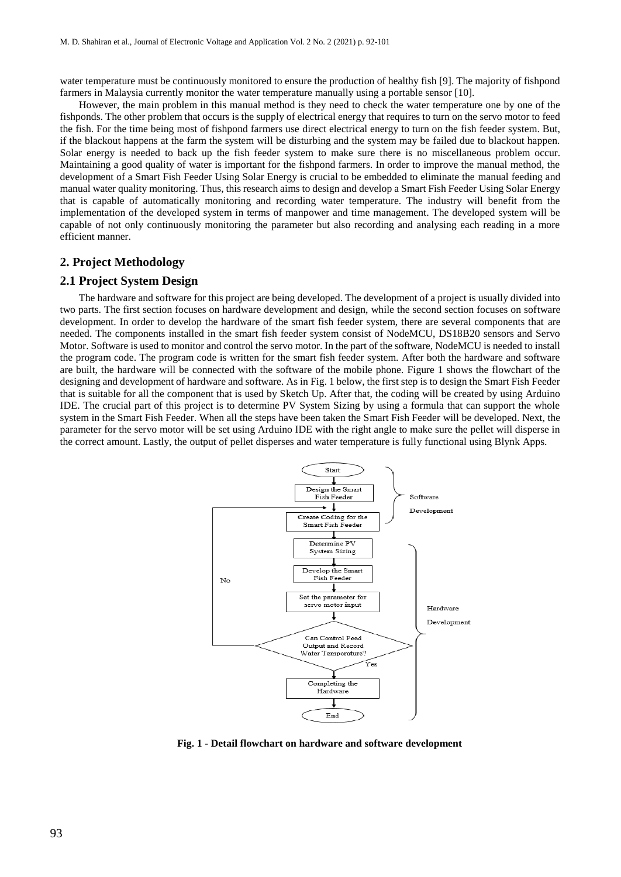water temperature must be continuously monitored to ensure the production of healthy fish [9]. The majority of fishpond farmers in Malaysia currently monitor the water temperature manually using a portable sensor [10].

However, the main problem in this manual method is they need to check the water temperature one by one of the fishponds. The other problem that occurs is the supply of electrical energy that requires to turn on the servo motor to feed the fish. For the time being most of fishpond farmers use direct electrical energy to turn on the fish feeder system. But, if the blackout happens at the farm the system will be disturbing and the system may be failed due to blackout happen. Solar energy is needed to back up the fish feeder system to make sure there is no miscellaneous problem occur. Maintaining a good quality of water is important for the fishpond farmers. In order to improve the manual method, the development of a Smart Fish Feeder Using Solar Energy is crucial to be embedded to eliminate the manual feeding and manual water quality monitoring. Thus, this research aims to design and develop a Smart Fish Feeder Using Solar Energy that is capable of automatically monitoring and recording water temperature. The industry will benefit from the implementation of the developed system in terms of manpower and time management. The developed system will be capable of not only continuously monitoring the parameter but also recording and analysing each reading in a more efficient manner.

## 2. Project Methodology

### 2.1 Project System Design

The hardware and software for this project are being developed. The development of a project is usually divided into two parts. The first section focuses on hardware development and design, while the second section focuses on software development. In order to develop the hardware of the smart fish feeder system, there are several components that are needed. The components installed in the smart fish feeder system consist of NodeMCU, DS18B20 sensors and Servo Motor. Software is used to monitor and control the servo motor. In the part of the software, NodeMCU is needed to install the program code. The program code is written for the smart fish feeder system. After both the hardware and software are built, the hardware will be connected with the software of the mobile phone. Figure 1 shows the flowchart of the designing and development of hardware and software. As in Fig. 1 below, the first step is to design the Smart Fish Feeder that is suitable for all the component that is used by Sketch Up. After that, the coding will be created by using Arduino IDE. The crucial part of this project is to determine PV System Sizing by using a formula that can support the whole system in the Smart Fish Feeder. When all the steps have been taken the Smart Fish Feeder will be developed. Next, the parameter for the servo motor will be set using Arduino IDE with the right angle to make sure the pellet will disperse in the correct amount. Lastly, the output of pellet disperses and water temperature is fully functional using Blynk Apps.

Start → Design the Smart Fish Feeder → Create Coding for the Smart Fish Feeder → Determine PV System Sizing → Develop the Smart Fish Feeder → Set the parameter for servo motor input → Can Control Feed Output and Record Water Temperature? (No → back to Create Coding for the Smart Fish Feeder; Yes →) Completing the Hardware → End

Software Development; Hardware Development

**Fig. 1 - Detail flowchart on hardware and software development**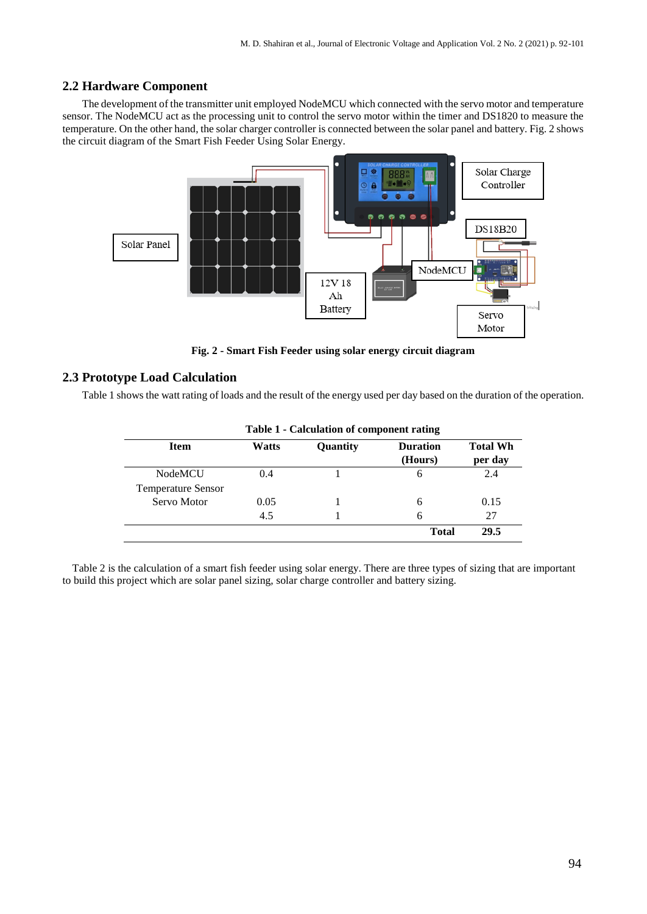## 2.2 Hardware Component

The development of the transmitter unit employed NodeMCU which connected with the servo motor and temperature sensor. The NodeMCU act as the processing unit to control the servo motor within the timer and DS1820 to measure the temperature. On the other hand, the solar charger controller is connected between the solar panel and battery. Fig. 2 shows the circuit diagram of the Smart Fish Feeder Using Solar Energy.

**Fig. 2 - Smart Fish Feeder using solar energy circuit diagram**

## 2.3 Prototype Load Calculation

Table 1 shows the watt rating of loads and the result of the energy used per day based on the duration of the operation.

**Table 1 - Calculation of component rating**

| Item | Watts | Quantity | Duration (Hours) | Total Wh per day |
|---|---|---|---|---|
| NodeMCU | 0.4 | 1 | 6 | 2.4 |
| Temperature Sensor | | | | |
| Servo Motor | 0.05 | 1 | 6 | 0.15 |
| | 4.5 | 1 | 6 | 27 |
| | | | **Total** | **29.5** |

Table 2 is the calculation of a smart fish feeder using solar energy. There are three types of sizing that are important to build this project which are solar panel sizing, solar charge controller and battery sizing.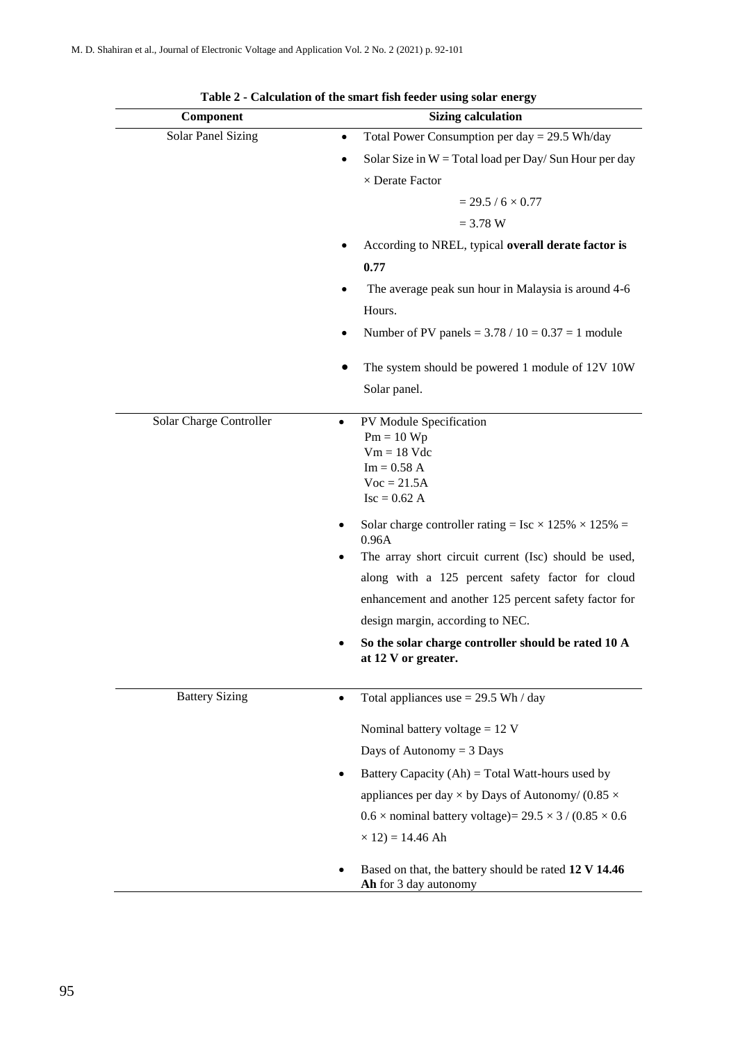**Table 2 - Calculation of the smart fish feeder using solar energy**

| Component | Sizing calculation |
|---|---|
| Solar Panel Sizing | • Total Power Consumption per day = 29.5 Wh/day<br>• Solar Size in W = Total load per Day/ Sun Hour per day × Derate Factor<br>= 29.5 / 6 × 0.77<br>= 3.78 W<br>• According to NREL, typical **overall derate factor is 0.77**<br>• The average peak sun hour in Malaysia is around 4-6 Hours.<br>• Number of PV panels = 3.78 / 10 = 0.37 = 1 module<br>• The system should be powered 1 module of 12V 10W Solar panel. |
| Solar Charge Controller | • PV Module Specification<br>Pm = 10 Wp<br>Vm = 18 Vdc<br>Im = 0.58 A<br>Voc = 21.5A<br>Isc = 0.62 A<br>• Solar charge controller rating = Isc × 125% × 125% = 0.96A<br>• The array short circuit current (Isc) should be used, along with a 125 percent safety factor for cloud enhancement and another 125 percent safety factor for design margin, according to NEC.<br>• **So the solar charge controller should be rated 10 A at 12 V or greater.** |
| Battery Sizing | • Total appliances use = 29.5 Wh / day<br>Nominal battery voltage = 12 V<br>Days of Autonomy = 3 Days<br>• Battery Capacity (Ah) = Total Watt-hours used by appliances per day × by Days of Autonomy/ (0.85 × 0.6 × nominal battery voltage)= 29.5 × 3 / (0.85 × 0.6 × 12) = 14.46 Ah<br>• Based on that, the battery should be rated **12 V 14.46 Ah** for 3 day autonomy |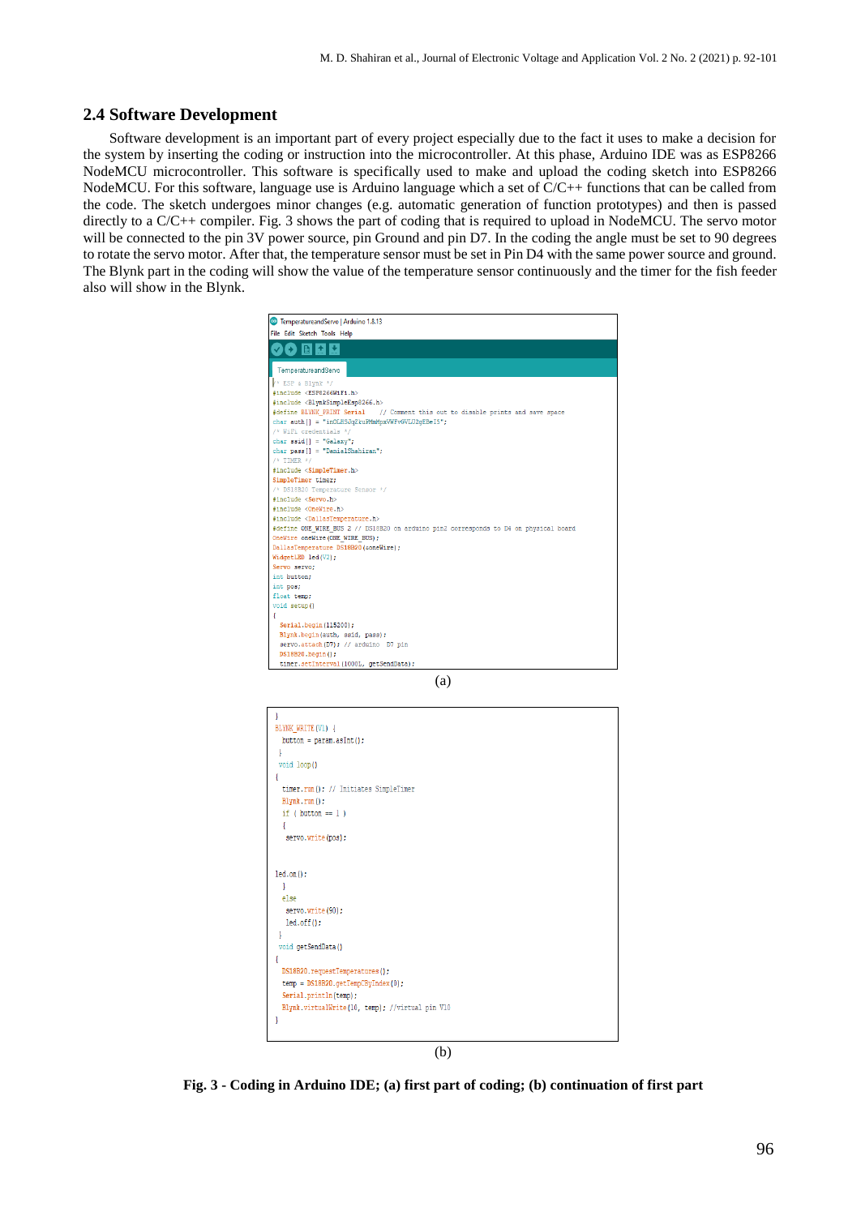## 2.4 Software Development

Software development is an important part of every project especially due to the fact it uses to make a decision for the system by inserting the coding or instruction into the microcontroller. At this phase, Arduino IDE was as ESP8266 NodeMCU microcontroller. This software is specifically used to make and upload the coding sketch into ESP8266 NodeMCU. For this software, language use is Arduino language which a set of C/C++ functions that can be called from the code. The sketch undergoes minor changes (e.g. automatic generation of function prototypes) and then is passed directly to a C/C++ compiler. Fig. 3 shows the part of coding that is required to upload in NodeMCU. The servo motor will be connected to the pin 3V power source, pin Ground and pin D7. In the coding the angle must be set to 90 degrees to rotate the servo motor. After that, the temperature sensor must be set in Pin D4 with the same power source and ground. The Blynk part in the coding will show the value of the temperature sensor continuously and the timer for the fish feeder also will show in the Blynk.

TemperatureandServo | Arduino 1.8.13

File Edit Sketch Tools Help

TemperatureandServo

```
/* ESP & Blynk */
#include <ESP8266WiFi.h>
#include <BlynkSimpleEsp8266.h>
#define BLYNK_PRINT Serial    // Comment this out to disable prints and save space
char auth[] = "inOLB5Jq2kuPMmHpxVWFvGVLO2gEBeI5";
/* WiFi credentials */
char ssid[] = "Galaxy";
char pass[] = "DanielShahiran";
/* TIMER */
#include <SimpleTimer.h>
SimpleTimer timer;
/* DS18B20 Temperature Sensor */
#include <Servo.h>
#include <OneWire.h>
#include <DallasTemperature.h>
#define ONE_WIRE_BUS 2 // DS18B20 on arduino pin2 corresponds to D4 on physical board
OneWire oneWire(ONE_WIRE_BUS);
DallasTemperature DS18B20(&oneWire);
WidgetLED led(V2);
Servo servo;
int button;
int pos;
float temp;
void setup()
{
  Serial.begin(115200);
  Blynk.begin(auth, ssid, pass);
  servo.attach(D7); // arduino  D7 pin
  DS18B20.begin();
  timer.setInterval(1000L, getSendData);
```

(a)

```
}
BLYNK_WRITE(V1) {
  button = param.asInt();
  }
  void loop()
{
  timer.run(); // Initiates SimpleTimer
  Blynk.run();
  if ( button == 1 )
  {
   servo.write(pos);


led.on();
  }
  else
   servo.write(90);
   led.off();
  }
  void getSendData()
{
  DS18B20.requestTemperatures();
  temp = DS18B20.getTempCByIndex(0);
  Serial.println(temp);
  Blynk.virtualWrite(10, temp); //virtual pin V10
}
```

(b)

**Fig. 3 - Coding in Arduino IDE; (a) first part of coding; (b) continuation of first part**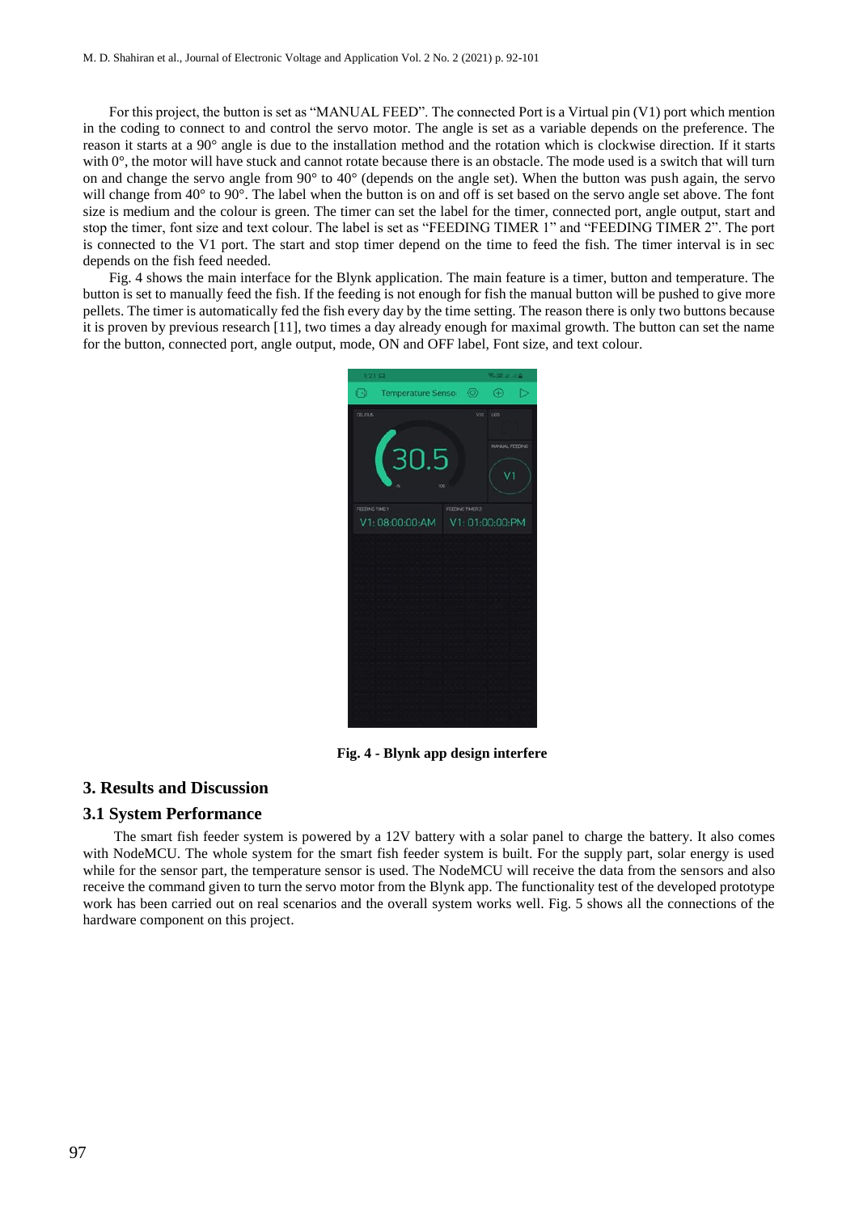For this project, the button is set as "MANUAL FEED". The connected Port is a Virtual pin (V1) port which mention in the coding to connect to and control the servo motor. The angle is set as a variable depends on the preference. The reason it starts at a 90° angle is due to the installation method and the rotation which is clockwise direction. If it starts with 0°, the motor will have stuck and cannot rotate because there is an obstacle. The mode used is a switch that will turn on and change the servo angle from 90° to 40° (depends on the angle set). When the button was push again, the servo will change from 40° to 90°. The label when the button is on and off is set based on the servo angle set above. The font size is medium and the colour is green. The timer can set the label for the timer, connected port, angle output, start and stop the timer, font size and text colour. The label is set as "FEEDING TIMER 1" and "FEEDING TIMER 2". The port is connected to the V1 port. The start and stop timer depend on the time to feed the fish. The timer interval is in sec depends on the fish feed needed.

Fig. 4 shows the main interface for the Blynk application. The main feature is a timer, button and temperature. The button is set to manually feed the fish. If the feeding is not enough for fish the manual button will be pushed to give more pellets. The timer is automatically fed the fish every day by the time setting. The reason there is only two buttons because it is proven by previous research [11], two times a day already enough for maximal growth. The button can set the name for the button, connected port, angle output, mode, ON and OFF label, Font size, and text colour.

**Fig. 4 - Blynk app design interfere**

## 3. Results and Discussion

### 3.1 System Performance

The smart fish feeder system is powered by a 12V battery with a solar panel to charge the battery. It also comes with NodeMCU. The whole system for the smart fish feeder system is built. For the supply part, solar energy is used while for the sensor part, the temperature sensor is used. The NodeMCU will receive the data from the sensors and also receive the command given to turn the servo motor from the Blynk app. The functionality test of the developed prototype work has been carried out on real scenarios and the overall system works well. Fig. 5 shows all the connections of the hardware component on this project.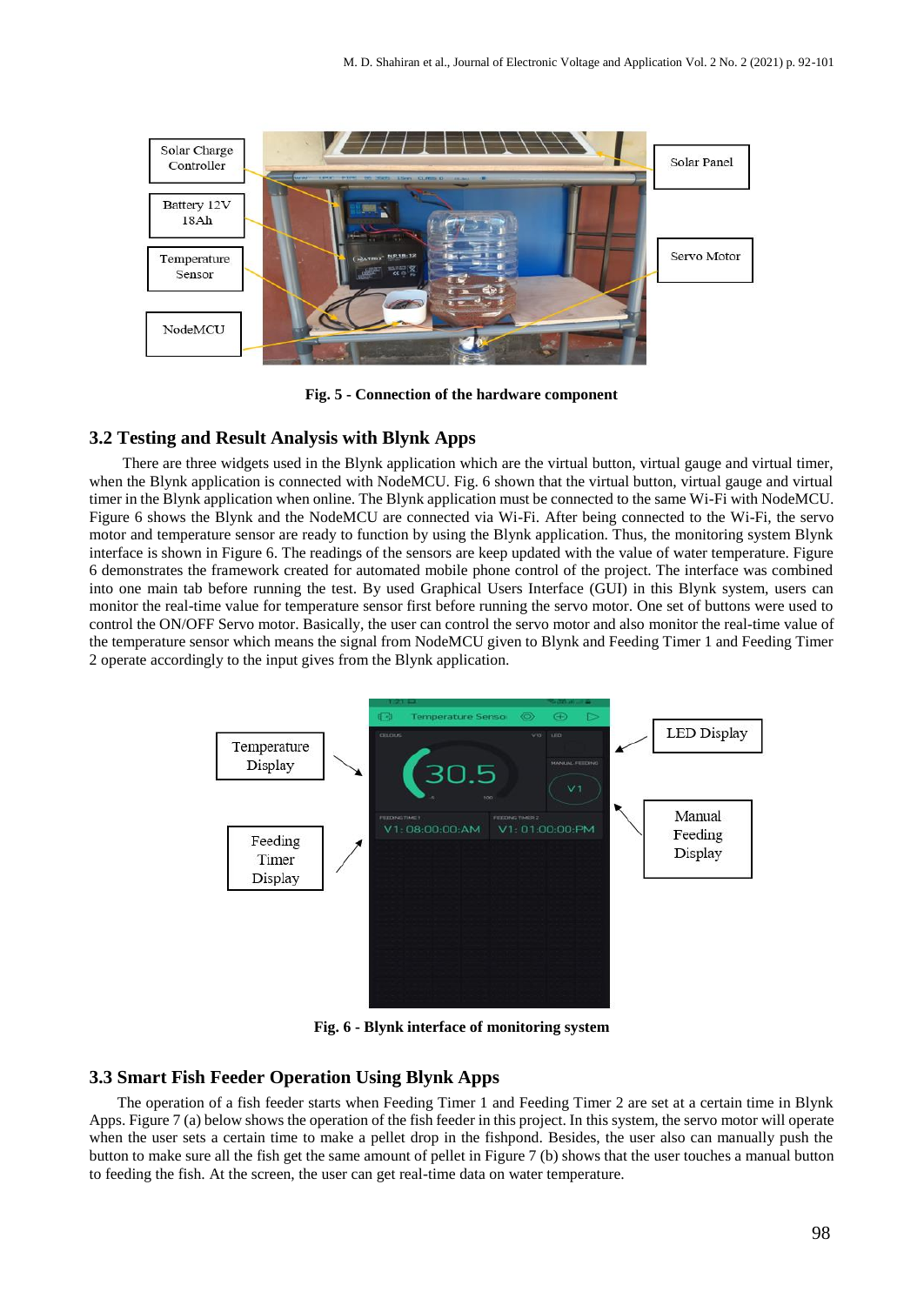Fig. 5 - Connection of the hardware component

## 3.2 Testing and Result Analysis with Blynk Apps

There are three widgets used in the Blynk application which are the virtual button, virtual gauge and virtual timer, when the Blynk application is connected with NodeMCU. Fig. 6 shown that the virtual button, virtual gauge and virtual timer in the Blynk application when online. The Blynk application must be connected to the same Wi-Fi with NodeMCU. Figure 6 shows the Blynk and the NodeMCU are connected via Wi-Fi. After being connected to the Wi-Fi, the servo motor and temperature sensor are ready to function by using the Blynk application. Thus, the monitoring system Blynk interface is shown in Figure 6. The readings of the sensors are keep updated with the value of water temperature. Figure 6 demonstrates the framework created for automated mobile phone control of the project. The interface was combined into one main tab before running the test. By used Graphical Users Interface (GUI) in this Blynk system, users can monitor the real-time value for temperature sensor first before running the servo motor. One set of buttons were used to control the ON/OFF Servo motor. Basically, the user can control the servo motor and also monitor the real-time value of the temperature sensor which means the signal from NodeMCU given to Blynk and Feeding Timer 1 and Feeding Timer 2 operate accordingly to the input gives from the Blynk application.

Fig. 6 - Blynk interface of monitoring system

## 3.3 Smart Fish Feeder Operation Using Blynk Apps

The operation of a fish feeder starts when Feeding Timer 1 and Feeding Timer 2 are set at a certain time in Blynk Apps. Figure 7 (a) below shows the operation of the fish feeder in this project. In this system, the servo motor will operate when the user sets a certain time to make a pellet drop in the fishpond. Besides, the user also can manually push the button to make sure all the fish get the same amount of pellet in Figure 7 (b) shows that the user touches a manual button to feeding the fish. At the screen, the user can get real-time data on water temperature.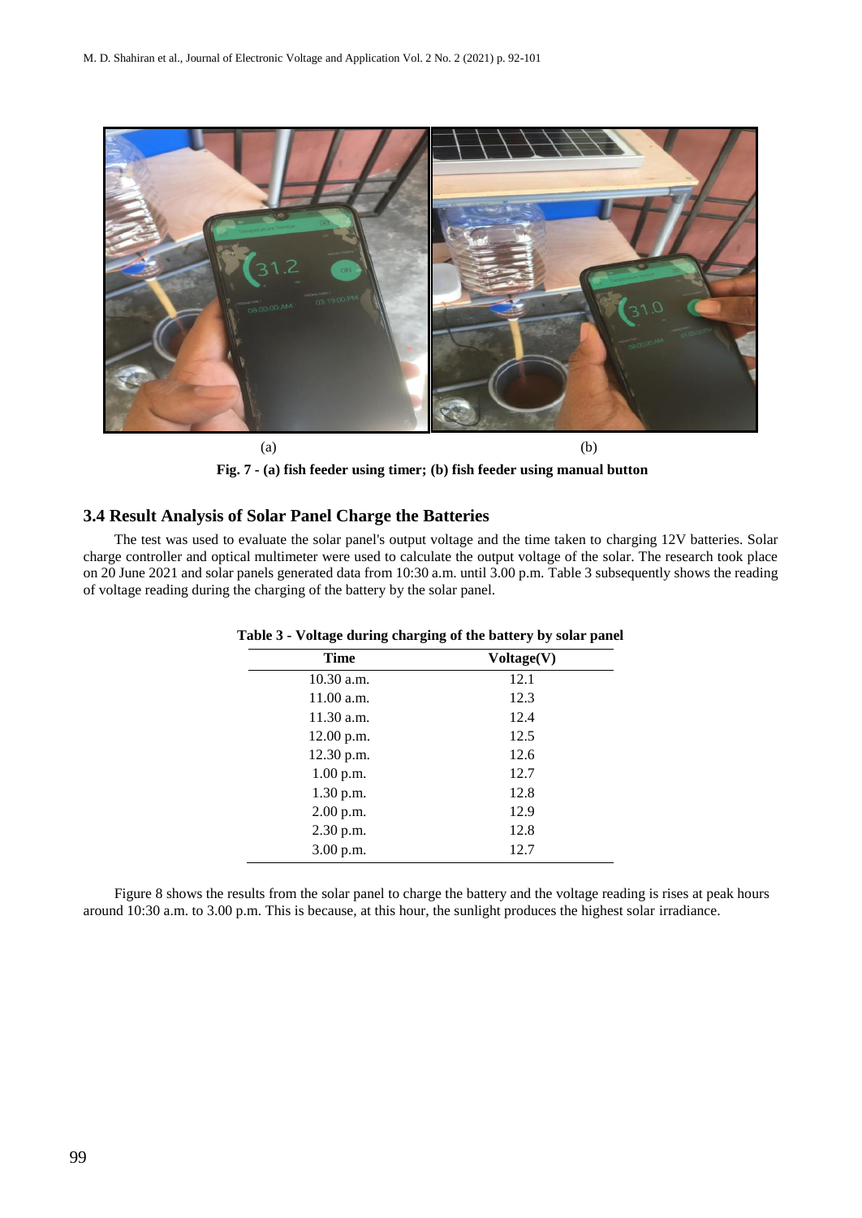(a) (b)

**Fig. 7 - (a) fish feeder using timer; (b) fish feeder using manual button**

### 3.4 Result Analysis of Solar Panel Charge the Batteries

The test was used to evaluate the solar panel's output voltage and the time taken to charging 12V batteries. Solar charge controller and optical multimeter were used to calculate the output voltage of the solar. The research took place on 20 June 2021 and solar panels generated data from 10:30 a.m. until 3.00 p.m. Table 3 subsequently shows the reading of voltage reading during the charging of the battery by the solar panel.

**Table 3 - Voltage during charging of the battery by solar panel**

| Time | Voltage(V) |
|---|---|
| 10.30 a.m. | 12.1 |
| 11.00 a.m. | 12.3 |
| 11.30 a.m. | 12.4 |
| 12.00 p.m. | 12.5 |
| 12.30 p.m. | 12.6 |
| 1.00 p.m. | 12.7 |
| 1.30 p.m. | 12.8 |
| 2.00 p.m. | 12.9 |
| 2.30 p.m. | 12.8 |
| 3.00 p.m. | 12.7 |

Figure 8 shows the results from the solar panel to charge the battery and the voltage reading is rises at peak hours around 10:30 a.m. to 3.00 p.m. This is because, at this hour, the sunlight produces the highest solar irradiance.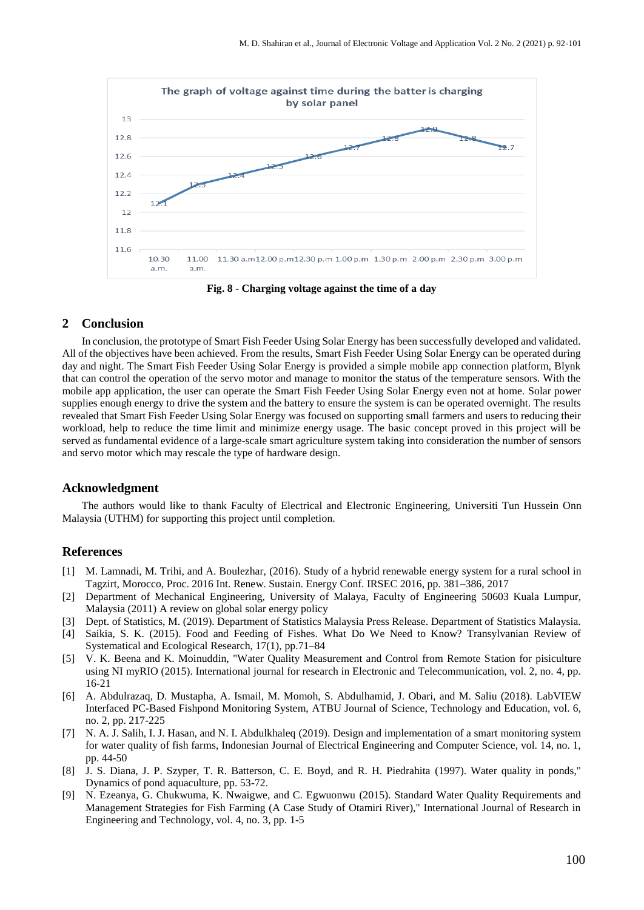Fig. 8 - Charging voltage against the time of a day

## 2 Conclusion

In conclusion, the prototype of Smart Fish Feeder Using Solar Energy has been successfully developed and validated. All of the objectives have been achieved. From the results, Smart Fish Feeder Using Solar Energy can be operated during day and night. The Smart Fish Feeder Using Solar Energy is provided a simple mobile app connection platform, Blynk that can control the operation of the servo motor and manage to monitor the status of the temperature sensors. With the mobile app application, the user can operate the Smart Fish Feeder Using Solar Energy even not at home. Solar power supplies enough energy to drive the system and the battery to ensure the system is can be operated overnight. The results revealed that Smart Fish Feeder Using Solar Energy was focused on supporting small farmers and users to reducing their workload, help to reduce the time limit and minimize energy usage. The basic concept proved in this project will be served as fundamental evidence of a large-scale smart agriculture system taking into consideration the number of sensors and servo motor which may rescale the type of hardware design.

## Acknowledgment

The authors would like to thank Faculty of Electrical and Electronic Engineering, Universiti Tun Hussein Onn Malaysia (UTHM) for supporting this project until completion.

## References

[1] M. Lamnadi, M. Trihi, and A. Boulezhar, (2016). Study of a hybrid renewable energy system for a rural school in Tagzirt, Morocco, Proc. 2016 Int. Renew. Sustain. Energy Conf. IRSEC 2016, pp. 381–386, 2017

[2] Department of Mechanical Engineering, University of Malaya, Faculty of Engineering 50603 Kuala Lumpur, Malaysia (2011) A review on global solar energy policy

[3] Dept. of Statistics, M. (2019). Department of Statistics Malaysia Press Release. Department of Statistics Malaysia.

[4] Saikia, S. K. (2015). Food and Feeding of Fishes. What Do We Need to Know? Transylvanian Review of Systematical and Ecological Research, 17(1), pp.71–84

[5] V. K. Beena and K. Moinuddin, "Water Quality Measurement and Control from Remote Station for pisiculture using NI myRIO (2015). International journal for research in Electronic and Telecommunication, vol. 2, no. 4, pp. 16-21

[6] A. Abdulrazaq, D. Mustapha, A. Ismail, M. Momoh, S. Abdulhamid, J. Obari, and M. Saliu (2018). LabVIEW Interfaced PC-Based Fishpond Monitoring System, ATBU Journal of Science, Technology and Education, vol. 6, no. 2, pp. 217-225

[7] N. A. J. Salih, I. J. Hasan, and N. I. Abdulkhaleq (2019). Design and implementation of a smart monitoring system for water quality of fish farms, Indonesian Journal of Electrical Engineering and Computer Science, vol. 14, no. 1, pp. 44-50

[8] J. S. Diana, J. P. Szyper, T. R. Batterson, C. E. Boyd, and R. H. Piedrahita (1997). Water quality in ponds," Dynamics of pond aquaculture, pp. 53-72.

[9] N. Ezeanya, G. Chukwuma, K. Nwaigwe, and C. Egwuonwu (2015). Standard Water Quality Requirements and Management Strategies for Fish Farming (A Case Study of Otamiri River)," International Journal of Research in Engineering and Technology, vol. 4, no. 3, pp. 1-5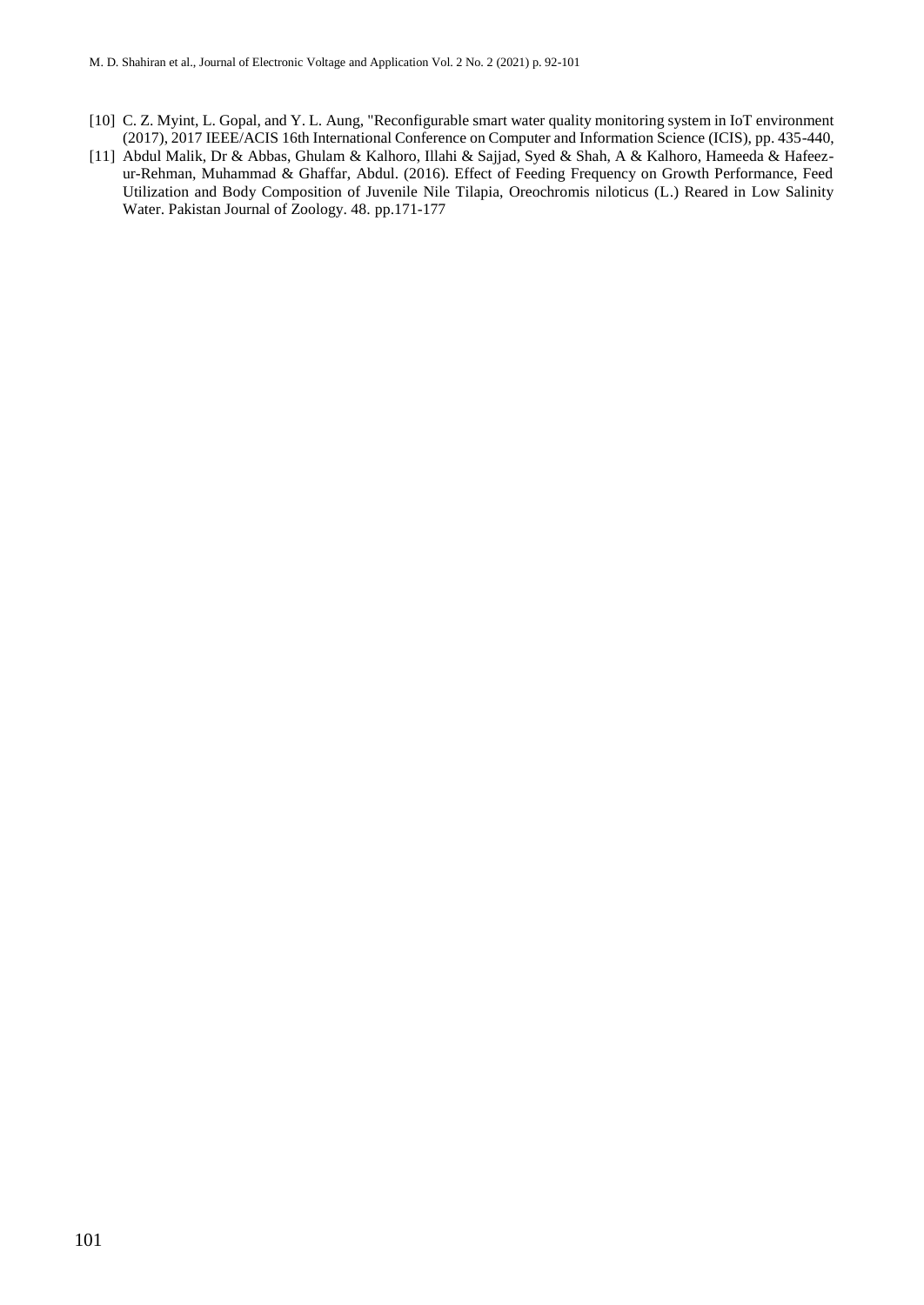[10] C. Z. Myint, L. Gopal, and Y. L. Aung, "Reconfigurable smart water quality monitoring system in IoT environment (2017), 2017 IEEE/ACIS 16th International Conference on Computer and Information Science (ICIS), pp. 435-440,

[11] Abdul Malik, Dr & Abbas, Ghulam & Kalhoro, Illahi & Sajjad, Syed & Shah, A & Kalhoro, Hameeda & Hafeez-ur-Rehman, Muhammad & Ghaffar, Abdul. (2016). Effect of Feeding Frequency on Growth Performance, Feed Utilization and Body Composition of Juvenile Nile Tilapia, Oreochromis niloticus (L.) Reared in Low Salinity Water. Pakistan Journal of Zoology. 48. pp.171-177